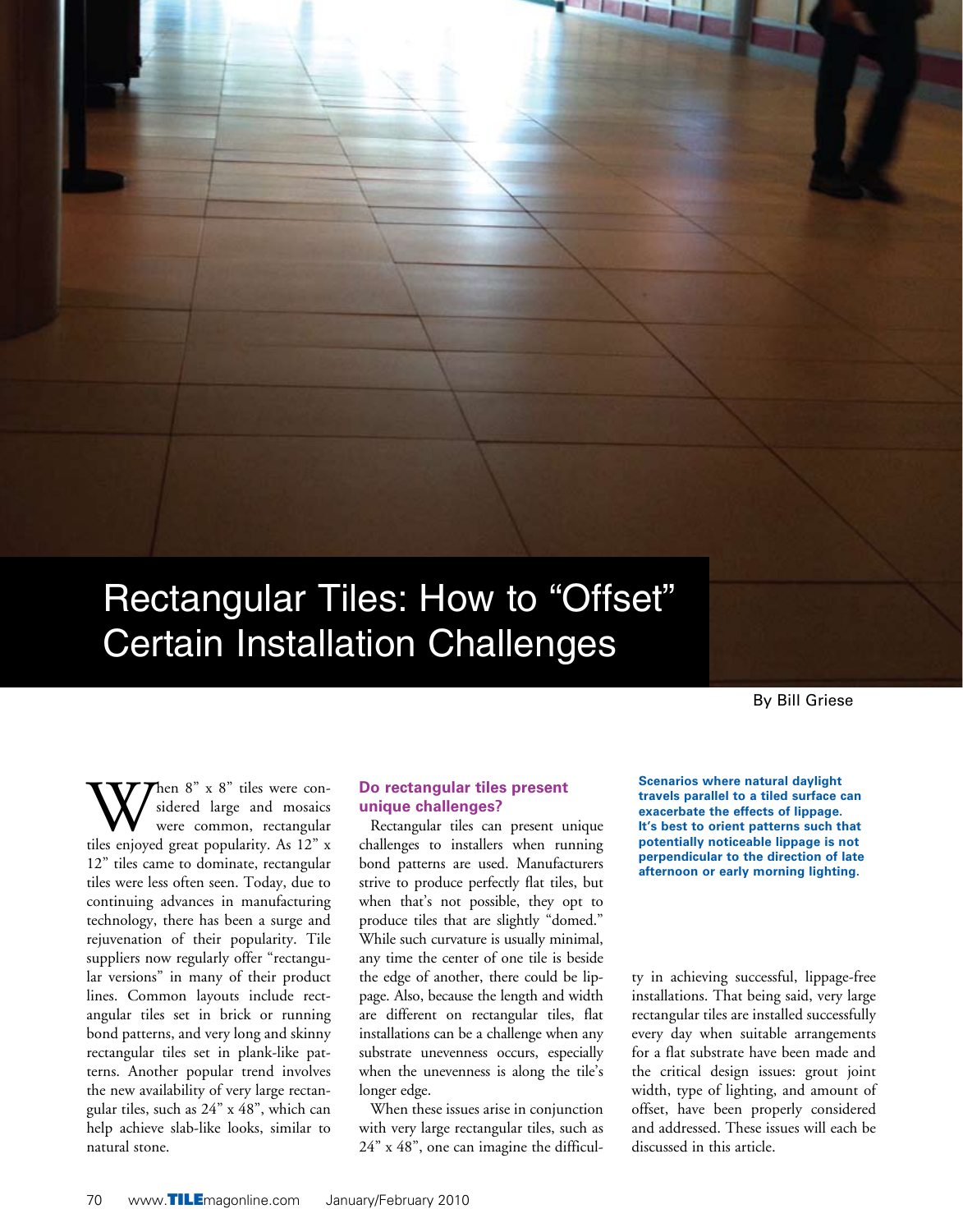# Rectangular Tiles: How to "Offset" Certain Installation Challenges

By Bill Griese

When 8" x 8" tiles were considered large and mosaics were common, rectangular tiles enjoyed great popularity. As 12" x 12" tiles came to dominate, rectangular tiles were less often seen. Today, due to continuing advances in manufacturing technology, there has been a surge and rejuvenation of their popularity. Tile suppliers now regularly offer "rectangular versions" in many of their product lines. Common layouts include rectangular tiles set in brick or running bond patterns, and very long and skinny rectangular tiles set in plank-like patterns. Another popular trend involves the new availability of very large rectangular tiles, such as 24" x 48", which can help achieve slab-like looks, similar to natural stone.

## Do rectangular tiles present unique challenges?

Rectangular tiles can present unique challenges to installers when running bond patterns are used. Manufacturers strive to produce perfectly flat tiles, but when that's not possible, they opt to produce tiles that are slightly "domed." While such curvature is usually minimal, any time the center of one tile is beside the edge of another, there could be lippage. Also, because the length and width are different on rectangular tiles, flat installations can be a challenge when any substrate unevenness occurs, especially when the unevenness is along the tile's longer edge.

When these issues arise in conjunction with very large rectangular tiles, such as 24" x 48", one can imagine the difficulty in achieving successful, lippage-free installations. That being said, very large rectangular tiles are installed successfully every day when suitable arrangements for a flat substrate have been made and the critical design issues: grout joint width, type of lighting, and amount of offset, have been properly considered and addressed. These issues will each be discussed in this article.

**Scenarios where natural daylight travels parallel to a tiled surface can exacerbate the effects of lippage. It's best to orient patterns such that potentially noticeable lippage is not perpendicular to the direction of late afternoon or early morning lighting.**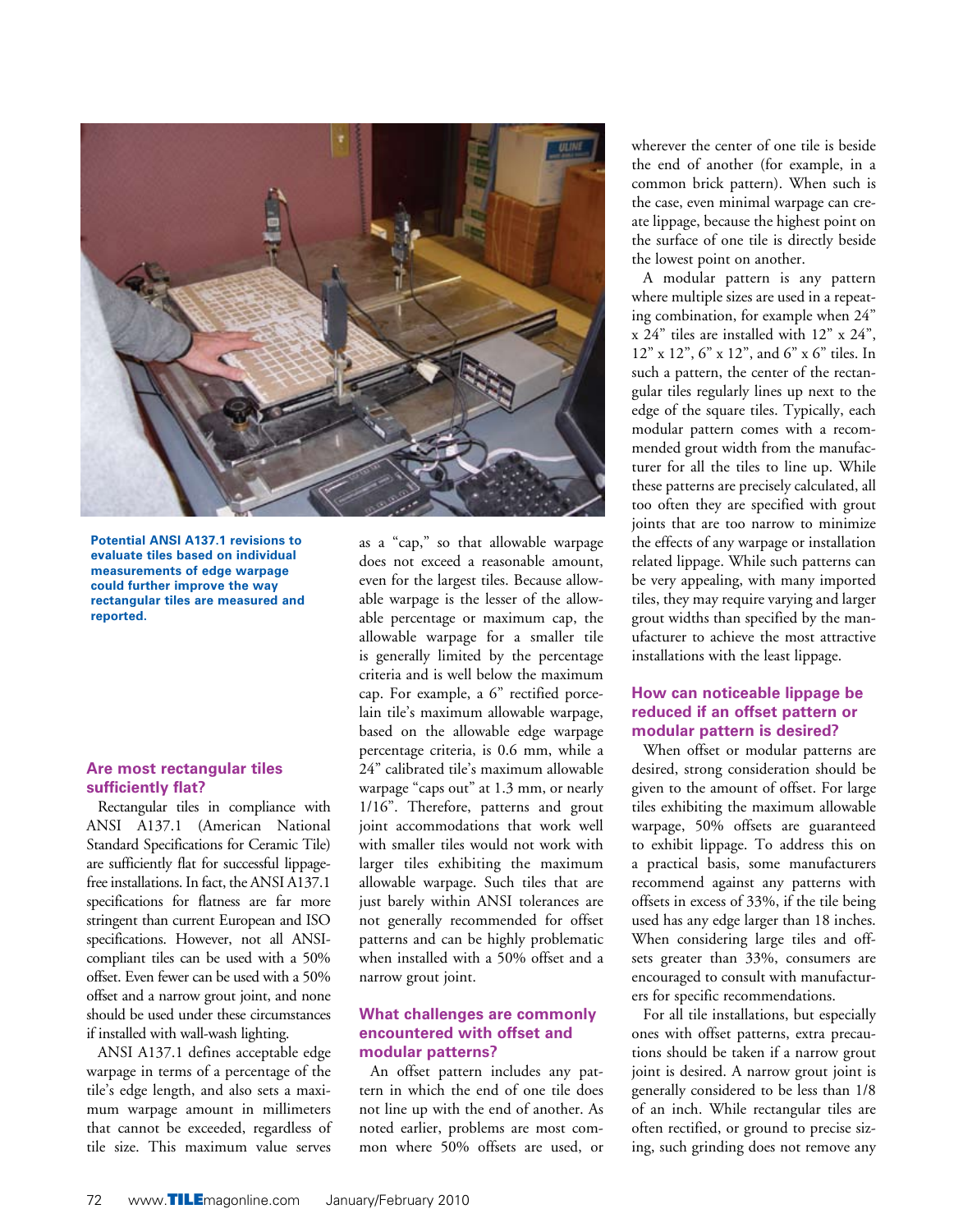Potential ANSI A137.1 revisions to evaluate tiles based on individual measurements of edge warpage could further improve the way rectangular tiles are measured and reported.

## Are most rectangular tiles sufficiently flat?

Rectangular tiles in compliance with ANSI A137.1 (American National Standard Specifications for Ceramic Tile) are sufficiently flat for successful lippage-free installations. In fact, the ANSI A137.1 specifications for flatness are far more stringent than current European and ISO specifications. However, not all ANSI-compliant tiles can be used with a 50% offset. Even fewer can be used with a 50% offset and a narrow grout joint, and none should be used under these circumstances if installed with wall-wash lighting.

ANSI A137.1 defines acceptable edge warpage in terms of a percentage of the tile's edge length, and also sets a maximum warpage amount in millimeters that cannot be exceeded, regardless of tile size. This maximum value serves as a "cap," so that allowable warpage does not exceed a reasonable amount, even for the largest tiles. Because allowable warpage is the lesser of the allowable percentage or maximum cap, the allowable warpage for a smaller tile is generally limited by the percentage criteria and is well below the maximum cap. For example, a 6" rectified porcelain tile's maximum allowable warpage, based on the allowable edge warpage percentage criteria, is 0.6 mm, while a 24" calibrated tile's maximum allowable warpage "caps out" at 1.3 mm, or nearly 1/16". Therefore, patterns and grout joint accommodations that work well with smaller tiles would not work with larger tiles exhibiting the maximum allowable warpage. Such tiles that are just barely within ANSI tolerances are not generally recommended for offset patterns and can be highly problematic when installed with a 50% offset and a narrow grout joint.

## What challenges are commonly encountered with offset and modular patterns?

An offset pattern includes any pattern in which the end of one tile does not line up with the end of another. As noted earlier, problems are most common where 50% offsets are used, or wherever the center of one tile is beside the end of another (for example, in a common brick pattern). When such is the case, even minimal warpage can create lippage, because the highest point on the surface of one tile is directly beside the lowest point on another.

A modular pattern is any pattern where multiple sizes are used in a repeating combination, for example when 24" x 24" tiles are installed with 12" x 24", 12" x 12", 6" x 12", and 6" x 6" tiles. In such a pattern, the center of the rectangular tiles regularly lines up next to the edge of the square tiles. Typically, each modular pattern comes with a recommended grout width from the manufacturer for all the tiles to line up. While these patterns are precisely calculated, all too often they are specified with grout joints that are too narrow to minimize the effects of any warpage or installation related lippage. While such patterns can be very appealing, with many imported tiles, they may require varying and larger grout widths than specified by the manufacturer to achieve the most attractive installations with the least lippage.

## How can noticeable lippage be reduced if an offset pattern or modular pattern is desired?

When offset or modular patterns are desired, strong consideration should be given to the amount of offset. For large tiles exhibiting the maximum allowable warpage, 50% offsets are guaranteed to exhibit lippage. To address this on a practical basis, some manufacturers recommend against any patterns with offsets in excess of 33%, if the tile being used has any edge larger than 18 inches. When considering large tiles and offsets greater than 33%, consumers are encouraged to consult with manufacturers for specific recommendations.

For all tile installations, but especially ones with offset patterns, extra precautions should be taken if a narrow grout joint is desired. A narrow grout joint is generally considered to be less than 1/8 of an inch. While rectangular tiles are often rectified, or ground to precise sizing, such grinding does not remove any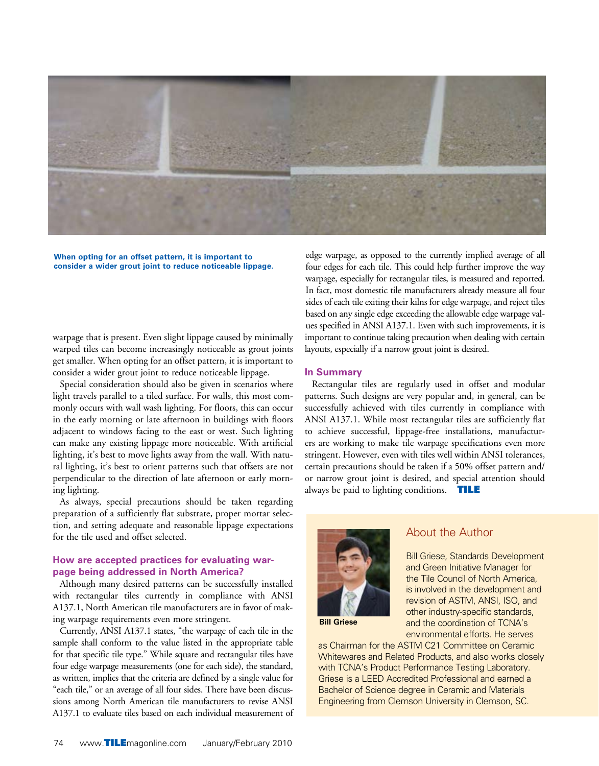When opting for an offset pattern, it is important to consider a wider grout joint to reduce noticeable lippage.

warpage that is present. Even slight lippage caused by minimally warped tiles can become increasingly noticeable as grout joints get smaller. When opting for an offset pattern, it is important to consider a wider grout joint to reduce noticeable lippage.

Special consideration should also be given in scenarios where light travels parallel to a tiled surface. For walls, this most commonly occurs with wall wash lighting. For floors, this can occur in the early morning or late afternoon in buildings with floors adjacent to windows facing to the east or west. Such lighting can make any existing lippage more noticeable. With artificial lighting, it's best to move lights away from the wall. With natural lighting, it's best to orient patterns such that offsets are not perpendicular to the direction of late afternoon or early morning lighting.

As always, special precautions should be taken regarding preparation of a sufficiently flat substrate, proper mortar selection, and setting adequate and reasonable lippage expectations for the tile used and offset selected.

## How are accepted practices for evaluating warpage being addressed in North America?

Although many desired patterns can be successfully installed with rectangular tiles currently in compliance with ANSI A137.1, North American tile manufacturers are in favor of making warpage requirements even more stringent.

Currently, ANSI A137.1 states, "the warpage of each tile in the sample shall conform to the value listed in the appropriate table for that specific tile type." While square and rectangular tiles have four edge warpage measurements (one for each side), the standard, as written, implies that the criteria are defined by a single value for "each tile," or an average of all four sides. There have been discussions among North American tile manufacturers to revise ANSI A137.1 to evaluate tiles based on each individual measurement of edge warpage, as opposed to the currently implied average of all four edges for each tile. This could help further improve the way warpage, especially for rectangular tiles, is measured and reported. In fact, most domestic tile manufacturers already measure all four sides of each tile exiting their kilns for edge warpage, and reject tiles based on any single edge exceeding the allowable edge warpage values specified in ANSI A137.1. Even with such improvements, it is important to continue taking precaution when dealing with certain layouts, especially if a narrow grout joint is desired.

## In Summary

Rectangular tiles are regularly used in offset and modular patterns. Such designs are very popular and, in general, can be successfully achieved with tiles currently in compliance with ANSI A137.1. While most rectangular tiles are sufficiently flat to achieve successful, lippage-free installations, manufacturers are working to make tile warpage specifications even more stringent. However, even with tiles well within ANSI tolerances, certain precautions should be taken if a 50% offset pattern and/or narrow grout joint is desired, and special attention should always be paid to lighting conditions. **TILE**

## About the Author

Bill Griese

Bill Griese, Standards Development and Green Initiative Manager for the Tile Council of North America, is involved in the development and revision of ASTM, ANSI, ISO, and other industry-specific standards, and the coordination of TCNA's environmental efforts. He serves as Chairman for the ASTM C21 Committee on Ceramic Whitewares and Related Products, and also works closely with TCNA's Product Performance Testing Laboratory. Griese is a LEED Accredited Professional and earned a Bachelor of Science degree in Ceramic and Materials Engineering from Clemson University in Clemson, SC.